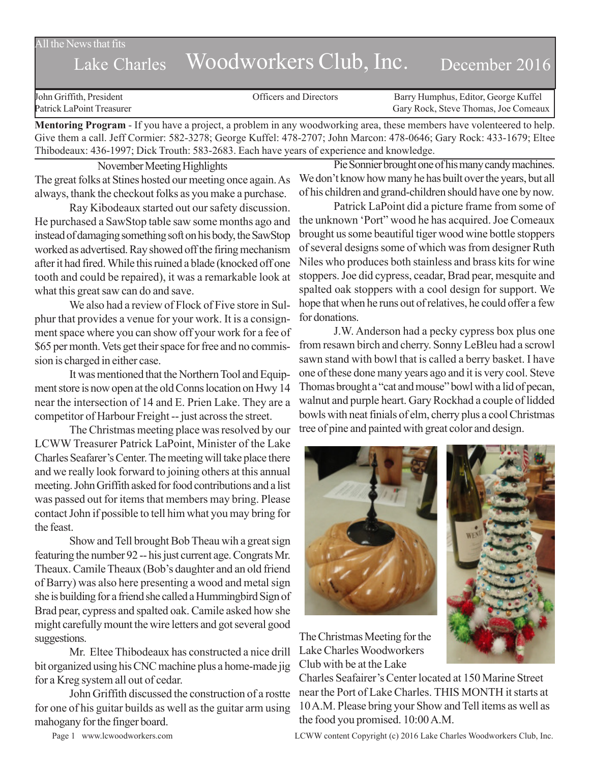All the News that fits

# Lake Charles Woodworkers Club, Inc. December 2016

| John Griffith, President | Officers and Directors | Barry Humphus, Editor, George Kuffel |
|---|---|---|
| Patrick LaPoint Treasurer | | Gary Rock, Steve Thomas, Joe Comeaux |

**Mentoring Program** - If you have a project, a problem in any woodworking area, these members have volenteered to help. Give them a call. Jeff Cormier: 582-3278; George Kuffel: 478-2707; John Marcon: 478-0646; Gary Rock: 433-1679; Eltee Thibodeaux: 436-1997; Dick Trouth: 583-2683. Each have years of experience and knowledge.

## November Meeting Highlights

The great folks at Stines hosted our meeting once again. As always, thank the checkout folks as you make a purchase.

Ray Kibodeaux started out our safety discussion. He purchased a SawStop table saw some months ago and instead of damaging something soft on his body, the SawStop worked as advertised. Ray showed off the firing mechanism after it had fired. While this ruined a blade (knocked off one tooth and could be repaired), it was a remarkable look at what this great saw can do and save.

We also had a review of Flock of Five store in Sulphur that provides a venue for your work. It is a consignment space where you can show off your work for a fee of $65 per month. Vets get their space for free and no commission is charged in either case.

It was mentioned that the Northern Tool and Equipment store is now open at the old Conns location on Hwy 14 near the intersection of 14 and E. Prien Lake. They are a competitor of Harbour Freight -- just across the street.

The Christmas meeting place was resolved by our LCWW Treasurer Patrick LaPoint, Minister of the Lake Charles Seafarer's Center. The meeting will take place there and we really look forward to joining others at this annual meeting. John Griffith asked for food contributions and a list was passed out for items that members may bring. Please contact John if possible to tell him what you may bring for the feast.

Show and Tell brought Bob Theau wih a great sign featuring the number 92 -- his just current age. Congrats Mr. Theaux. Camile Theaux (Bob's daughter and an old friend of Barry) was also here presenting a wood and metal sign she is building for a friend she called a Hummingbird Sign of Brad pear, cypress and spalted oak. Camile asked how she might carefully mount the wire letters and got several good suggestions.

Mr. Eltee Thibodeaux has constructed a nice drill bit organized using his CNC machine plus a home-made jig for a Kreg system all out of cedar.

John Griffith discussed the construction of a rostte for one of his guitar builds as well as the guitar arm using mahogany for the finger board.

Pie Sonnier brought one of his many candy machines. We don't know how many he has built over the years, but all of his children and grand-children should have one by now.

Patrick LaPoint did a picture frame from some of the unknown 'Port" wood he has acquired. Joe Comeaux brought us some beautiful tiger wood wine bottle stoppers of several designs some of which was from designer Ruth Niles who produces both stainless and brass kits for wine stoppers. Joe did cypress, ceadar, Brad pear, mesquite and spalted oak stoppers with a cool design for support. We hope that when he runs out of relatives, he could offer a few for donations.

J.W. Anderson had a pecky cypress box plus one from resawn birch and cherry. Sonny LeBleu had a scrowl sawn stand with bowl that is called a berry basket. I have one of these done many years ago and it is very cool. Steve Thomas brought a "cat and mouse" bowl with a lid of pecan, walnut and purple heart. Gary Rockhad a couple of lidded bowls with neat finials of elm, cherry plus a cool Christmas tree of pine and painted with great color and design.

The Christmas Meeting for the Lake Charles Woodworkers Club with be at the Lake Charles Seafairer's Center located at 150 Marine Street near the Port of Lake Charles. THIS MONTH it starts at 10 A.M. Please bring your Show and Tell items as well as the food you promised. 10:00 A.M.

www.lcwoodworkers.com

LCWW content Copyright (c) 2016 Lake Charles Woodworkers Club, Inc.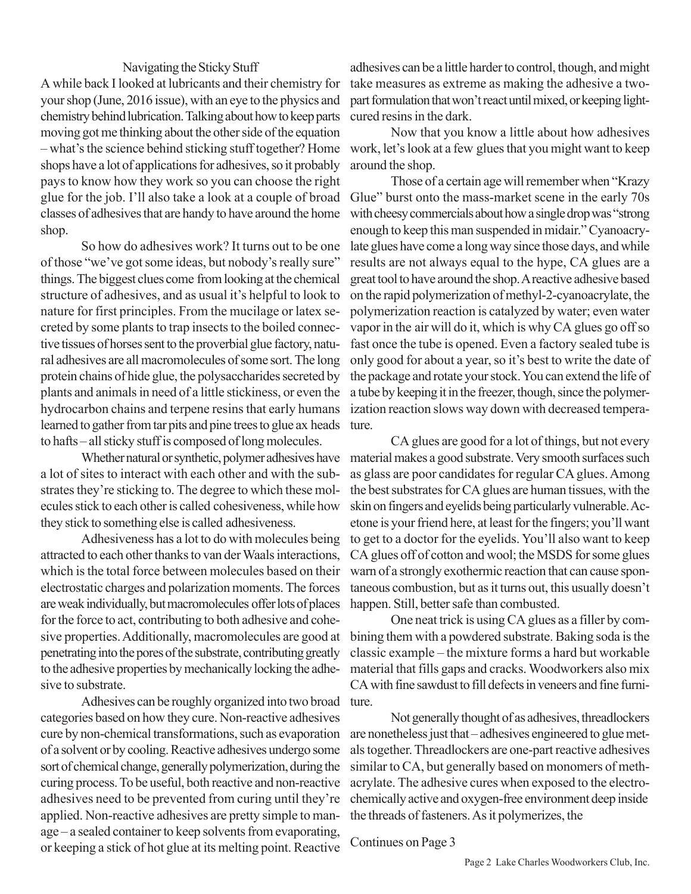## Navigating the Sticky Stuff

A while back I looked at lubricants and their chemistry for your shop (June, 2016 issue), with an eye to the physics and chemistry behind lubrication. Talking about how to keep parts moving got me thinking about the other side of the equation – what's the science behind sticking stuff together? Home shops have a lot of applications for adhesives, so it probably pays to know how they work so you can choose the right glue for the job. I'll also take a look at a couple of broad classes of adhesives that are handy to have around the home shop.

So how do adhesives work? It turns out to be one of those "we've got some ideas, but nobody's really sure" things. The biggest clues come from looking at the chemical structure of adhesives, and as usual it's helpful to look to nature for first principles. From the mucilage or latex secreted by some plants to trap insects to the boiled connective tissues of horses sent to the proverbial glue factory, natural adhesives are all macromolecules of some sort. The long protein chains of hide glue, the polysaccharides secreted by plants and animals in need of a little stickiness, or even the hydrocarbon chains and terpene resins that early humans learned to gather from tar pits and pine trees to glue ax heads to hafts – all sticky stuff is composed of long molecules.

Whether natural or synthetic, polymer adhesives have a lot of sites to interact with each other and with the substrates they're sticking to. The degree to which these molecules stick to each other is called cohesiveness, while how they stick to something else is called adhesiveness.

Adhesiveness has a lot to do with molecules being attracted to each other thanks to van der Waals interactions, which is the total force between molecules based on their electrostatic charges and polarization moments. The forces are weak individually, but macromolecules offer lots of places for the force to act, contributing to both adhesive and cohesive properties. Additionally, macromolecules are good at penetrating into the pores of the substrate, contributing greatly to the adhesive properties by mechanically locking the adhesive to substrate.

Adhesives can be roughly organized into two broad categories based on how they cure. Non-reactive adhesives cure by non-chemical transformations, such as evaporation of a solvent or by cooling. Reactive adhesives undergo some sort of chemical change, generally polymerization, during the curing process. To be useful, both reactive and non-reactive adhesives need to be prevented from curing until they're applied. Non-reactive adhesives are pretty simple to manage – a sealed container to keep solvents from evaporating, or keeping a stick of hot glue at its melting point. Reactive adhesives can be a little harder to control, though, and might take measures as extreme as making the adhesive a two-part formulation that won't react until mixed, or keeping light-cured resins in the dark.

Now that you know a little about how adhesives work, let's look at a few glues that you might want to keep around the shop.

Those of a certain age will remember when "Krazy Glue" burst onto the mass-market scene in the early 70s with cheesy commercials about how a single drop was "strong enough to keep this man suspended in midair." Cyanoacrylate glues have come a long way since those days, and while results are not always equal to the hype, CA glues are a great tool to have around the shop. A reactive adhesive based on the rapid polymerization of methyl-2-cyanoacrylate, the polymerization reaction is catalyzed by water; even water vapor in the air will do it, which is why CA glues go off so fast once the tube is opened. Even a factory sealed tube is only good for about a year, so it's best to write the date of the package and rotate your stock. You can extend the life of a tube by keeping it in the freezer, though, since the polymerization reaction slows way down with decreased temperature.

CA glues are good for a lot of things, but not every material makes a good substrate. Very smooth surfaces such as glass are poor candidates for regular CA glues. Among the best substrates for CA glues are human tissues, with the skin on fingers and eyelids being particularly vulnerable. Acetone is your friend here, at least for the fingers; you'll want to get to a doctor for the eyelids. You'll also want to keep CA glues off of cotton and wool; the MSDS for some glues warn of a strongly exothermic reaction that can cause spontaneous combustion, but as it turns out, this usually doesn't happen. Still, better safe than combusted.

One neat trick is using CA glues as a filler by combining them with a powdered substrate. Baking soda is the classic example – the mixture forms a hard but workable material that fills gaps and cracks. Woodworkers also mix CA with fine sawdust to fill defects in veneers and fine furniture.

Not generally thought of as adhesives, threadlockers are nonetheless just that – adhesives engineered to glue metals together. Threadlockers are one-part reactive adhesives similar to CA, but generally based on monomers of methacrylate. The adhesive cures when exposed to the electrochemically active and oxygen-free environment deep inside the threads of fasteners. As it polymerizes, the

Continues on Page 3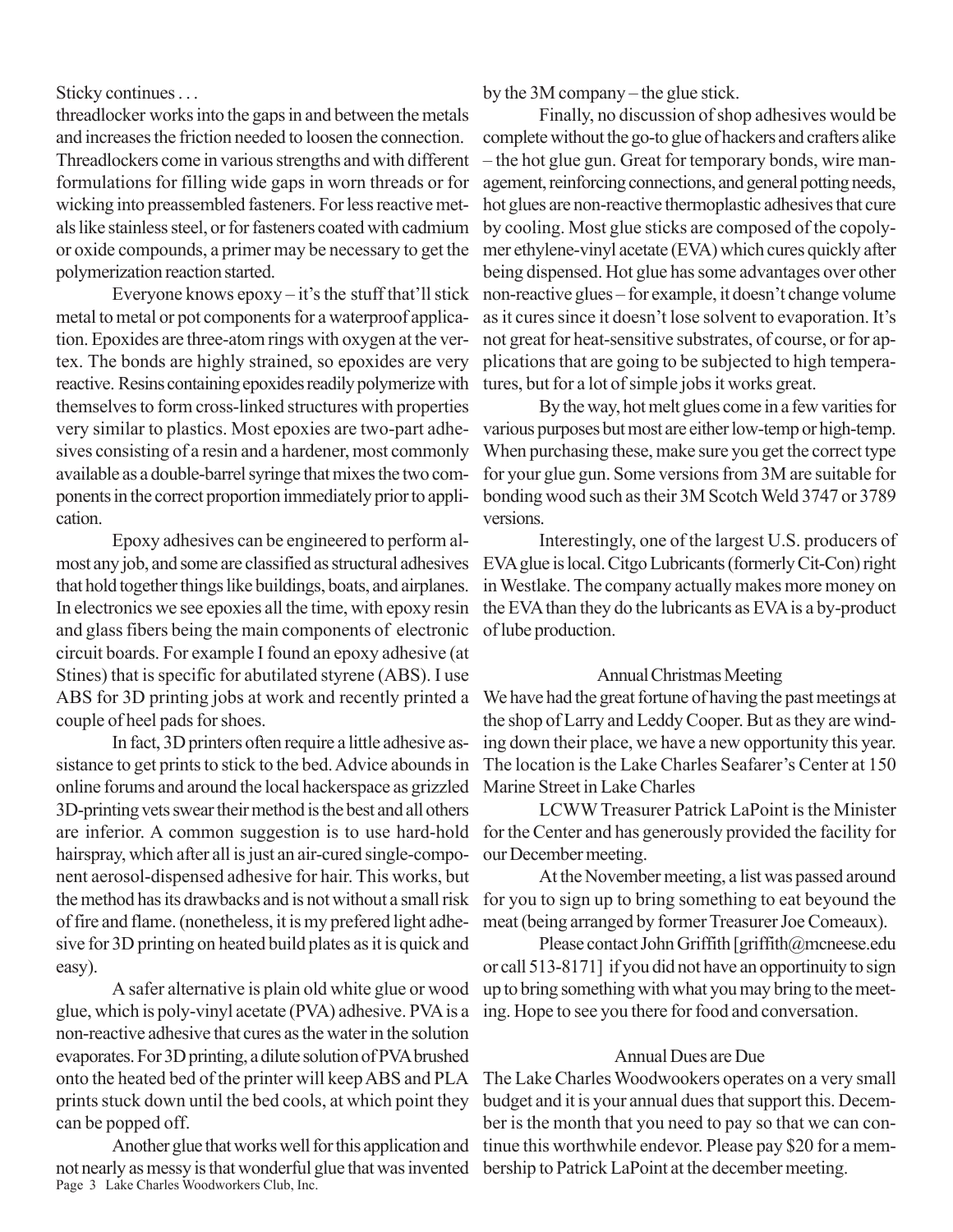Sticky continues . . .

threadlocker works into the gaps in and between the metals and increases the friction needed to loosen the connection. Threadlockers come in various strengths and with different formulations for filling wide gaps in worn threads or for wicking into preassembled fasteners. For less reactive metals like stainless steel, or for fasteners coated with cadmium or oxide compounds, a primer may be necessary to get the polymerization reaction started.

Everyone knows epoxy – it's the stuff that'll stick metal to metal or pot components for a waterproof application. Epoxides are three-atom rings with oxygen at the vertex. The bonds are highly strained, so epoxides are very reactive. Resins containing epoxides readily polymerize with themselves to form cross-linked structures with properties very similar to plastics. Most epoxies are two-part adhesives consisting of a resin and a hardener, most commonly available as a double-barrel syringe that mixes the two components in the correct proportion immediately prior to application.

Epoxy adhesives can be engineered to perform almost any job, and some are classified as structural adhesives that hold together things like buildings, boats, and airplanes. In electronics we see epoxies all the time, with epoxy resin and glass fibers being the main components of electronic circuit boards. For example I found an epoxy adhesive (at Stines) that is specific for abutilated styrene (ABS). I use ABS for 3D printing jobs at work and recently printed a couple of heel pads for shoes.

In fact, 3D printers often require a little adhesive assistance to get prints to stick to the bed. Advice abounds in online forums and around the local hackerspace as grizzled 3D-printing vets swear their method is the best and all others are inferior. A common suggestion is to use hard-hold hairspray, which after all is just an air-cured single-component aerosol-dispensed adhesive for hair. This works, but the method has its drawbacks and is not without a small risk of fire and flame. (nonetheless, it is my prefered light adhesive for 3D printing on heated build plates as it is quick and easy).

A safer alternative is plain old white glue or wood glue, which is poly-vinyl acetate (PVA) adhesive. PVA is a non-reactive adhesive that cures as the water in the solution evaporates. For 3D printing, a dilute solution of PVA brushed onto the heated bed of the printer will keep ABS and PLA prints stuck down until the bed cools, at which point they can be popped off.

Another glue that works well for this application and not nearly as messy is that wonderful glue that was invented by the 3M company – the glue stick.

Finally, no discussion of shop adhesives would be complete without the go-to glue of hackers and crafters alike – the hot glue gun. Great for temporary bonds, wire management, reinforcing connections, and general potting needs, hot glues are non-reactive thermoplastic adhesives that cure by cooling. Most glue sticks are composed of the copolymer ethylene-vinyl acetate (EVA) which cures quickly after being dispensed. Hot glue has some advantages over other non-reactive glues – for example, it doesn't change volume as it cures since it doesn't lose solvent to evaporation. It's not great for heat-sensitive substrates, of course, or for applications that are going to be subjected to high temperatures, but for a lot of simple jobs it works great.

By the way, hot melt glues come in a few varities for various purposes but most are either low-temp or high-temp. When purchasing these, make sure you get the correct type for your glue gun. Some versions from 3M are suitable for bonding wood such as their 3M Scotch Weld 3747 or 3789 versions.

Interestingly, one of the largest U.S. producers of EVA glue is local. Citgo Lubricants (formerly Cit-Con) right in Westlake. The company actually makes more money on the EVA than they do the lubricants as EVA is a by-product of lube production.

## Annual Christmas Meeting

We have had the great fortune of having the past meetings at the shop of Larry and Leddy Cooper. But as they are winding down their place, we have a new opportunity this year. The location is the Lake Charles Seafarer's Center at 150 Marine Street in Lake Charles

LCWW Treasurer Patrick LaPoint is the Minister for the Center and has generously provided the facility for our December meeting.

At the November meeting, a list was passed around for you to sign up to bring something to eat beyound the meat (being arranged by former Treasurer Joe Comeaux).

Please contact John Griffith [griffith@mcneese.edu or call 513-8171] if you did not have an opportinuity to sign up to bring something with what you may bring to the meeting. Hope to see you there for food and conversation.

## Annual Dues are Due

The Lake Charles Woodwookers operates on a very small budget and it is your annual dues that support this. December is the month that you need to pay so that we can continue this worthwhile endevor. Please pay $20 for a membership to Patrick LaPoint at the december meeting.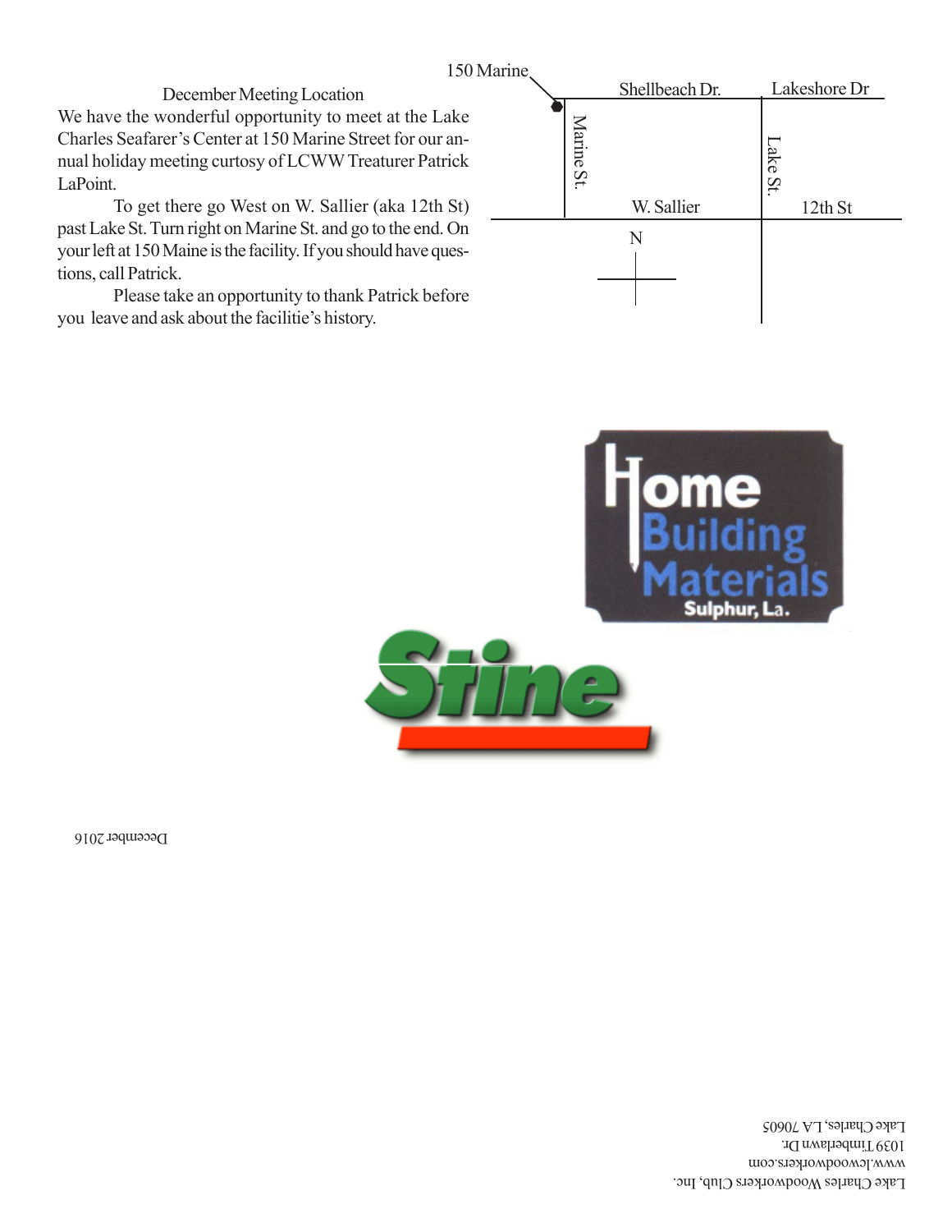## December Meeting Location

We have the wonderful opportunity to meet at the Lake Charles Seafarer's Center at 150 Marine Street for our annual holiday meeting curtosy of LCWW Treaturer Patrick LaPoint.

To get there go West on W. Sallier (aka 12th St) past Lake St. Turn right on Marine St. and go to the end. On your left at 150 Maine is the facility. If you should have questions, call Patrick.

Please take an opportunity to thank Patrick before you leave and ask about the facilitie's history.

150 Marine

Shellbeach Dr.

Lakeshore Dr

Marine St.

Lake St.

W. Sallier

12th St

N

Home Building Materials

Sulphur, La.

Stine

December 2016

Lake Charles Woodworkers Club, Inc.
www.lcwoodworkers.com
1039 Timberlawn Dr.
Lake Charles, LA 70605